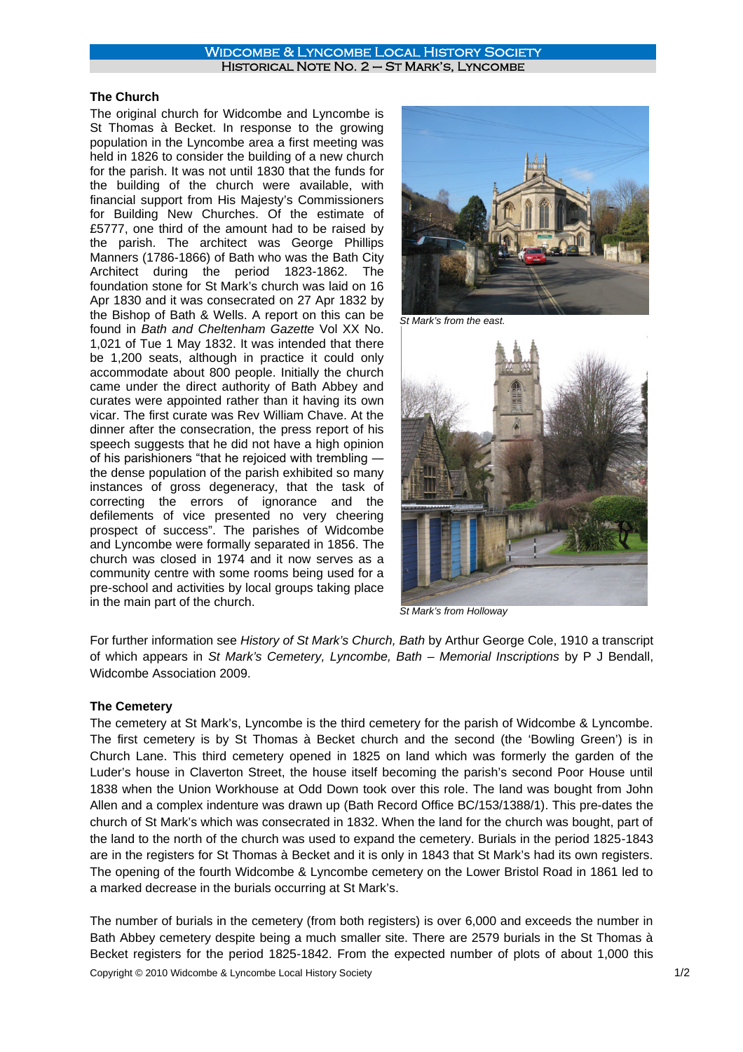# Widcombe & Lyncombe Local History Society

## Historical Note No. 2 – St Mark's, Lyncombe

### The Church

The original church for Widcombe and Lyncombe is St Thomas à Becket. In response to the growing population in the Lyncombe area a first meeting was held in 1826 to consider the building of a new church for the parish. It was not until 1830 that the funds for the building of the church were available, with financial support from His Majesty's Commissioners for Building New Churches. Of the estimate of £5777, one third of the amount had to be raised by the parish. The architect was George Phillips Manners (1786-1866) of Bath who was the Bath City Architect during the period 1823-1862. The foundation stone for St Mark's church was laid on 16 Apr 1830 and it was consecrated on 27 Apr 1832 by the Bishop of Bath & Wells. A report on this can be found in *Bath and Cheltenham Gazette* Vol XX No. 1,021 of Tue 1 May 1832. It was intended that there be 1,200 seats, although in practice it could only accommodate about 800 people. Initially the church came under the direct authority of Bath Abbey and curates were appointed rather than it having its own vicar. The first curate was Rev William Chave. At the dinner after the consecration, the press report of his speech suggests that he did not have a high opinion of his parishioners "that he rejoiced with trembling — the dense population of the parish exhibited so many instances of gross degeneracy, that the task of correcting the errors of ignorance and the defilements of vice presented no very cheering prospect of success". The parishes of Widcombe and Lyncombe were formally separated in 1856. The church was closed in 1974 and it now serves as a community centre with some rooms being used for a pre-school and activities by local groups taking place in the main part of the church.

*St Mark's from the east.*

*St Mark's from Holloway*

For further information see *History of St Mark's Church, Bath* by Arthur George Cole, 1910 a transcript of which appears in *St Mark's Cemetery, Lyncombe, Bath – Memorial Inscriptions* by P J Bendall, Widcombe Association 2009.

### The Cemetery

The cemetery at St Mark's, Lyncombe is the third cemetery for the parish of Widcombe & Lyncombe. The first cemetery is by St Thomas à Becket church and the second (the 'Bowling Green') is in Church Lane. This third cemetery opened in 1825 on land which was formerly the garden of the Luder's house in Claverton Street, the house itself becoming the parish's second Poor House until 1838 when the Union Workhouse at Odd Down took over this role. The land was bought from John Allen and a complex indenture was drawn up (Bath Record Office BC/153/1388/1). This pre-dates the church of St Mark's which was consecrated in 1832. When the land for the church was bought, part of the land to the north of the church was used to expand the cemetery. Burials in the period 1825-1843 are in the registers for St Thomas à Becket and it is only in 1843 that St Mark's had its own registers. The opening of the fourth Widcombe & Lyncombe cemetery on the Lower Bristol Road in 1861 led to a marked decrease in the burials occurring at St Mark's.

The number of burials in the cemetery (from both registers) is over 6,000 and exceeds the number in Bath Abbey cemetery despite being a much smaller site. There are 2579 burials in the St Thomas à Becket registers for the period 1825-1842. From the expected number of plots of about 1,000 this

Copyright © 2010 Widcombe & Lyncombe Local History Society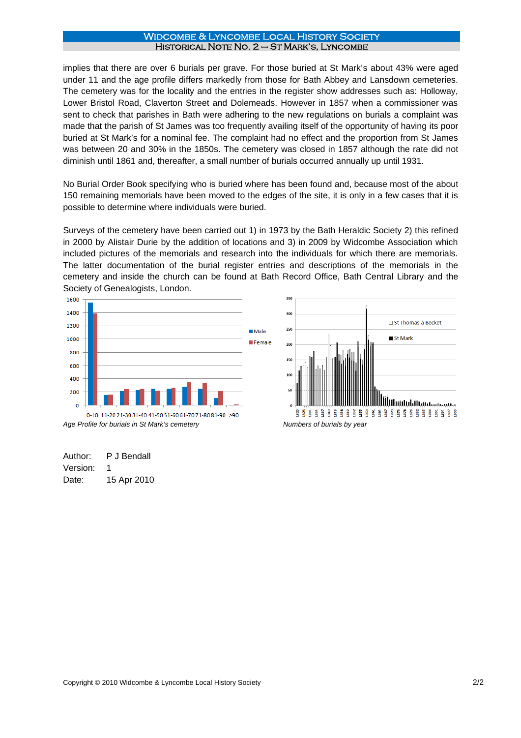implies that there are over 6 burials per grave. For those buried at St Mark's about 43% were aged under 11 and the age profile differs markedly from those for Bath Abbey and Lansdown cemeteries. The cemetery was for the locality and the entries in the register show addresses such as: Holloway, Lower Bristol Road, Claverton Street and Dolemeads. However in 1857 when a commissioner was sent to check that parishes in Bath were adhering to the new regulations on burials a complaint was made that the parish of St James was too frequently availing itself of the opportunity of having its poor buried at St Mark's for a nominal fee. The complaint had no effect and the proportion from St James was between 20 and 30% in the 1850s. The cemetery was closed in 1857 although the rate did not diminish until 1861 and, thereafter, a small number of burials occurred annually up until 1931.

No Burial Order Book specifying who is buried where has been found and, because most of the about 150 remaining memorials have been moved to the edges of the site, it is only in a few cases that it is possible to determine where individuals were buried.

Surveys of the cemetery have been carried out 1) in 1973 by the Bath Heraldic Society 2) this refined in 2000 by Alistair Durie by the addition of locations and 3) in 2009 by Widcombe Association which included pictures of the memorials and research into the individuals for which there are memorials. The latter documentation of the burial register entries and descriptions of the memorials in the cemetery and inside the church can be found at Bath Record Office, Bath Central Library and the Society of Genealogists, London.

1600
1400
1200
1000
800
600
400
200
0

Male
Female

0-10 11-20 21-30 31-40 41-50 51-60 61-70 71-80 81-90 >90

*Age Profile for burials in St Mark's cemetery*

350
300
250
200
150
100
50
0

St Thomas à Becket
St Mark

1825 1828 1831 1834 1837 1840 1843 1846 1849 1852 1855 1858 1861 1864 1867 1870 1873 1876 1879 1882 1885 1888 1891 1894 1897 1900

*Numbers of burials by year*

Author: P J Bendall
Version: 1
Date: 15 Apr 2010

Copyright © 2010 Widcombe & Lyncombe Local History Society